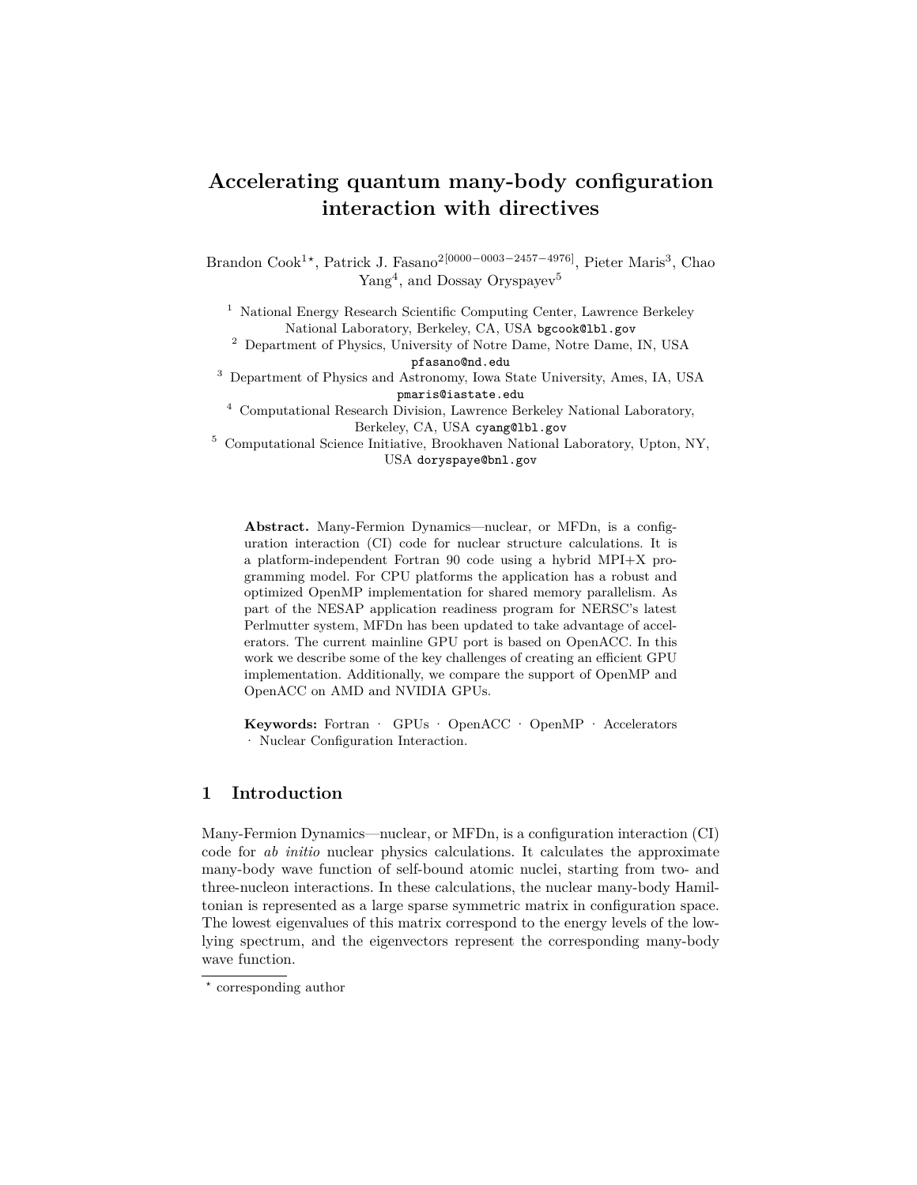# Accelerating quantum many-body configuration interaction with directives

Brandon Cook[1,⋆], Patrick J. Fasano[2][0000−0003−2457−4976], Pieter Maris[3], Chao Yang[4], and Dossay Oryspayev[5]

[1] National Energy Research Scientific Computing Center, Lawrence Berkeley National Laboratory, Berkeley, CA, USA bgcook@lbl.gov

[2] Department of Physics, University of Notre Dame, Notre Dame, IN, USA pfasano@nd.edu

[3] Department of Physics and Astronomy, Iowa State University, Ames, IA, USA pmaris@iastate.edu

[4] Computational Research Division, Lawrence Berkeley National Laboratory, Berkeley, CA, USA cyang@lbl.gov

[5] Computational Science Initiative, Brookhaven National Laboratory, Upton, NY, USA doryspaye@bnl.gov

**Abstract.** Many-Fermion Dynamics—nuclear, or MFDn, is a configuration interaction (CI) code for nuclear structure calculations. It is a platform-independent Fortran 90 code using a hybrid MPI+X programming model. For CPU platforms the application has a robust and optimized OpenMP implementation for shared memory parallelism. As part of the NESAP application readiness program for NERSC's latest Perlmutter system, MFDn has been updated to take advantage of accelerators. The current mainline GPU port is based on OpenACC. In this work we describe some of the key challenges of creating an efficient GPU implementation. Additionally, we compare the support of OpenMP and OpenACC on AMD and NVIDIA GPUs.

**Keywords:** Fortran · GPUs · OpenACC · OpenMP · Accelerators · Nuclear Configuration Interaction.

## 1 Introduction

Many-Fermion Dynamics—nuclear, or MFDn, is a configuration interaction (CI) code for *ab initio* nuclear physics calculations. It calculates the approximate many-body wave function of self-bound atomic nuclei, starting from two- and three-nucleon interactions. In these calculations, the nuclear many-body Hamiltonian is represented as a large sparse symmetric matrix in configuration space. The lowest eigenvalues of this matrix correspond to the energy levels of the low-lying spectrum, and the eigenvectors represent the corresponding many-body wave function.

⋆ corresponding author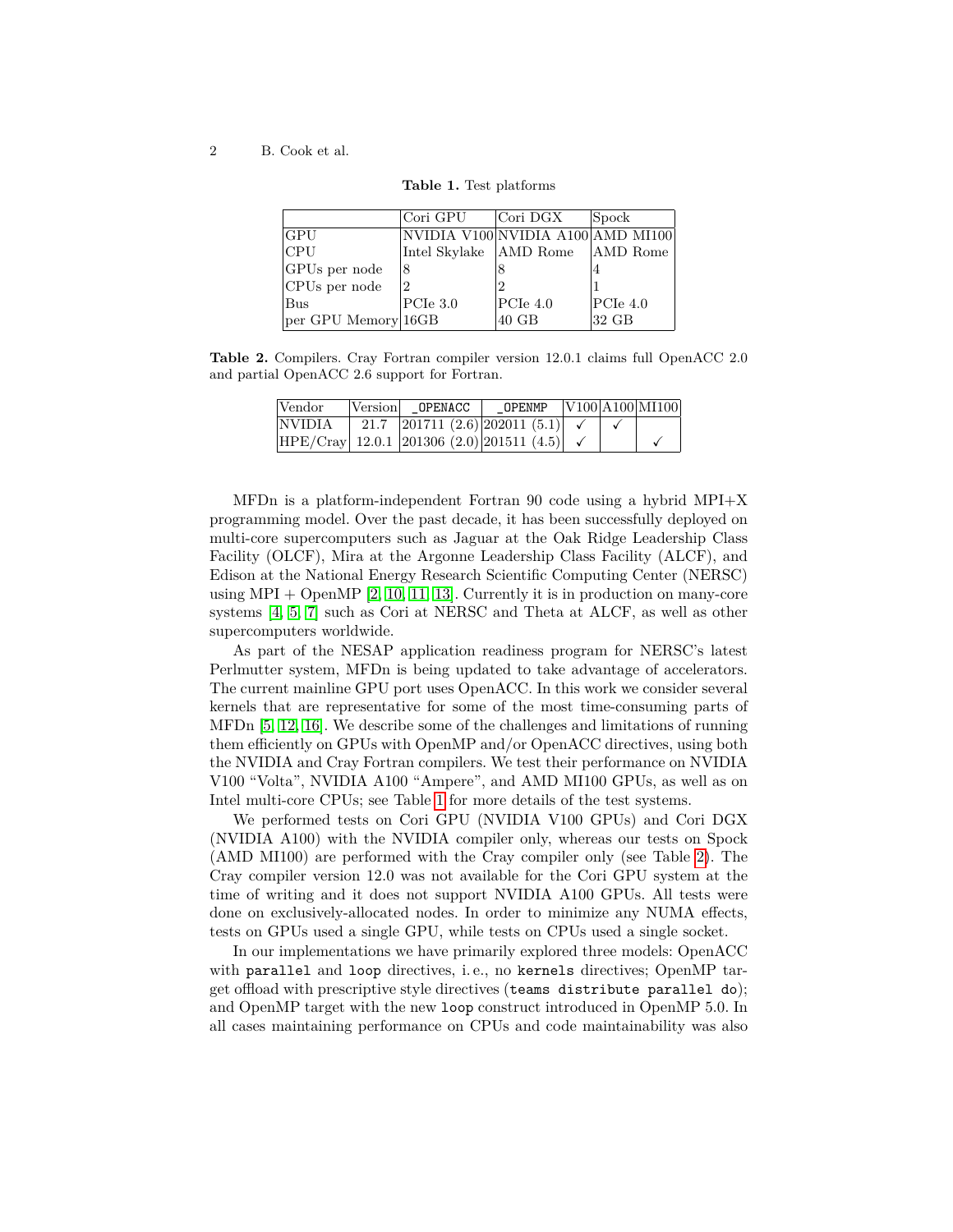**Table 1.** Test platforms

| | Cori GPU | Cori DGX | Spock |
|---|---|---|---|
| GPU | NVIDIA V100 | NVIDIA A100 | AMD MI100 |
| CPU | Intel Skylake | AMD Rome | AMD Rome |
| GPUs per node | 8 | 8 | 4 |
| CPUs per node | 2 | 2 | 1 |
| Bus | PCIe 3.0 | PCIe 4.0 | PCIe 4.0 |
| per GPU Memory | 16GB | 40 GB | 32 GB |

**Table 2.** Compilers. Cray Fortran compiler version 12.0.1 claims full OpenACC 2.0 and partial OpenACC 2.6 support for Fortran.

| Vendor | Version | `_OPENACC` | `_OPENMP` | V100 | A100 | MI100 |
|---|---|---|---|---|---|---|
| NVIDIA | 21.7 | 201711 (2.6) | 202011 (5.1) | ✓ | ✓ | |
| HPE/Cray | 12.0.1 | 201306 (2.0) | 201511 (4.5) | ✓ | | ✓ |

MFDn is a platform-independent Fortran 90 code using a hybrid MPI+X programming model. Over the past decade, it has been successfully deployed on multi-core supercomputers such as Jaguar at the Oak Ridge Leadership Class Facility (OLCF), Mira at the Argonne Leadership Class Facility (ALCF), and Edison at the National Energy Research Scientific Computing Center (NERSC) using MPI + OpenMP [2, 10, 11, 13]. Currently it is in production on many-core systems [4, 5, 7] such as Cori at NERSC and Theta at ALCF, as well as other supercomputers worldwide.

As part of the NESAP application readiness program for NERSC's latest Perlmutter system, MFDn is being updated to take advantage of accelerators. The current mainline GPU port uses OpenACC. In this work we consider several kernels that are representative for some of the most time-consuming parts of MFDn [5, 12, 16]. We describe some of the challenges and limitations of running them efficiently on GPUs with OpenMP and/or OpenACC directives, using both the NVIDIA and Cray Fortran compilers. We test their performance on NVIDIA V100 "Volta", NVIDIA A100 "Ampere", and AMD MI100 GPUs, as well as on Intel multi-core CPUs; see Table 1 for more details of the test systems.

We performed tests on Cori GPU (NVIDIA V100 GPUs) and Cori DGX (NVIDIA A100) with the NVIDIA compiler only, whereas our tests on Spock (AMD MI100) are performed with the Cray compiler only (see Table 2). The Cray compiler version 12.0 was not available for the Cori GPU system at the time of writing and it does not support NVIDIA A100 GPUs. All tests were done on exclusively-allocated nodes. In order to minimize any NUMA effects, tests on GPUs used a single GPU, while tests on CPUs used a single socket.

In our implementations we have primarily explored three models: OpenACC with `parallel` and `loop` directives, i. e., no `kernels` directives; OpenMP target offload with prescriptive style directives (`teams distribute parallel do`); and OpenMP target with the new `loop` construct introduced in OpenMP 5.0. In all cases maintaining performance on CPUs and code maintainability was also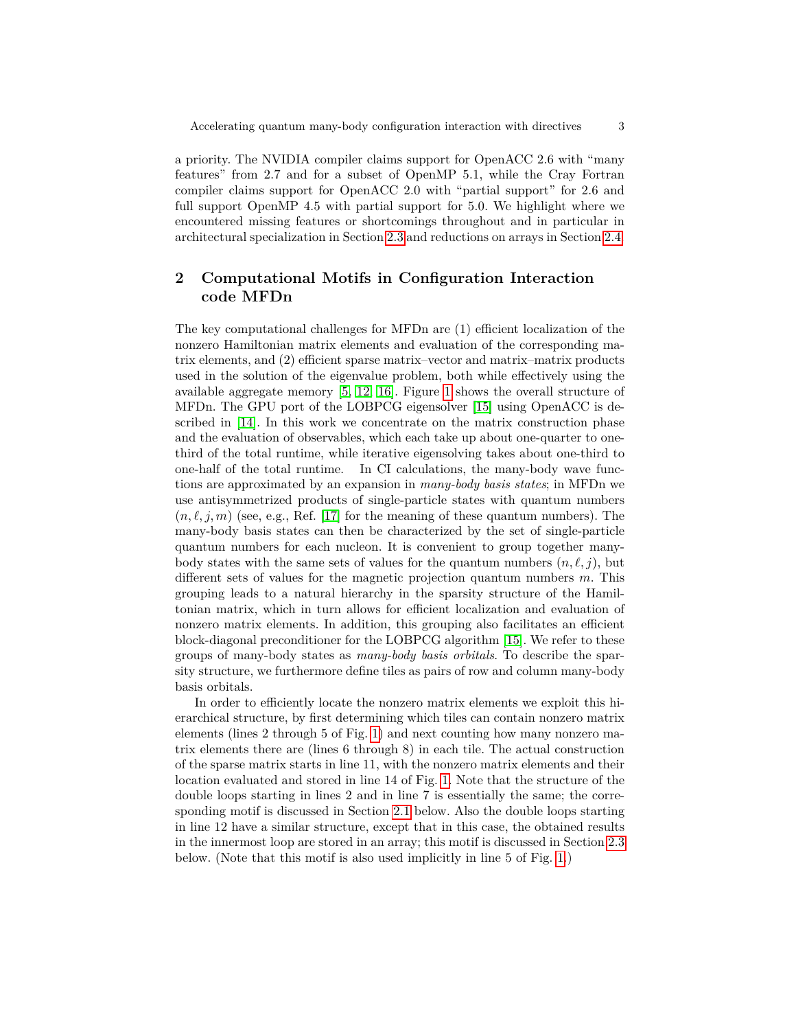a priority. The NVIDIA compiler claims support for OpenACC 2.6 with "many features" from 2.7 and for a subset of OpenMP 5.1, while the Cray Fortran compiler claims support for OpenACC 2.0 with "partial support" for 2.6 and full support OpenMP 4.5 with partial support for 5.0. We highlight where we encountered missing features or shortcomings throughout and in particular in architectural specialization in Section 2.3 and reductions on arrays in Section 2.4.

## 2 Computational Motifs in Configuration Interaction code MFDn

The key computational challenges for MFDn are (1) efficient localization of the nonzero Hamiltonian matrix elements and evaluation of the corresponding matrix elements, and (2) efficient sparse matrix–vector and matrix–matrix products used in the solution of the eigenvalue problem, both while effectively using the available aggregate memory [5, 12, 16]. Figure 1 shows the overall structure of MFDn. The GPU port of the LOBPCG eigensolver [15] using OpenACC is described in [14]. In this work we concentrate on the matrix construction phase and the evaluation of observables, which each take up about one-quarter to one-third of the total runtime, while iterative eigensolving takes about one-third to one-half of the total runtime. In CI calculations, the many-body wave functions are approximated by an expansion in *many-body basis states*; in MFDn we use antisymmetrized products of single-particle states with quantum numbers $(n, \ell, j, m)$ (see, e.g., Ref. [17] for the meaning of these quantum numbers). The many-body basis states can then be characterized by the set of single-particle quantum numbers for each nucleon. It is convenient to group together many-body states with the same sets of values for the quantum numbers $(n, \ell, j)$, but different sets of values for the magnetic projection quantum numbers $m$. This grouping leads to a natural hierarchy in the sparsity structure of the Hamiltonian matrix, which in turn allows for efficient localization and evaluation of nonzero matrix elements. In addition, this grouping also facilitates an efficient block-diagonal preconditioner for the LOBPCG algorithm [15]. We refer to these groups of many-body states as *many-body basis orbitals*. To describe the sparsity structure, we furthermore define tiles as pairs of row and column many-body basis orbitals.

In order to efficiently locate the nonzero matrix elements we exploit this hierarchical structure, by first determining which tiles can contain nonzero matrix elements (lines 2 through 5 of Fig. 1) and next counting how many nonzero matrix elements there are (lines 6 through 8) in each tile. The actual construction of the sparse matrix starts in line 11, with the nonzero matrix elements and their location evaluated and stored in line 14 of Fig. 1. Note that the structure of the double loops starting in lines 2 and in line 7 is essentially the same; the corresponding motif is discussed in Section 2.1 below. Also the double loops starting in line 12 have a similar structure, except that in this case, the obtained results in the innermost loop are stored in an array; this motif is discussed in Section 2.3 below. (Note that this motif is also used implicitly in line 5 of Fig. 1.)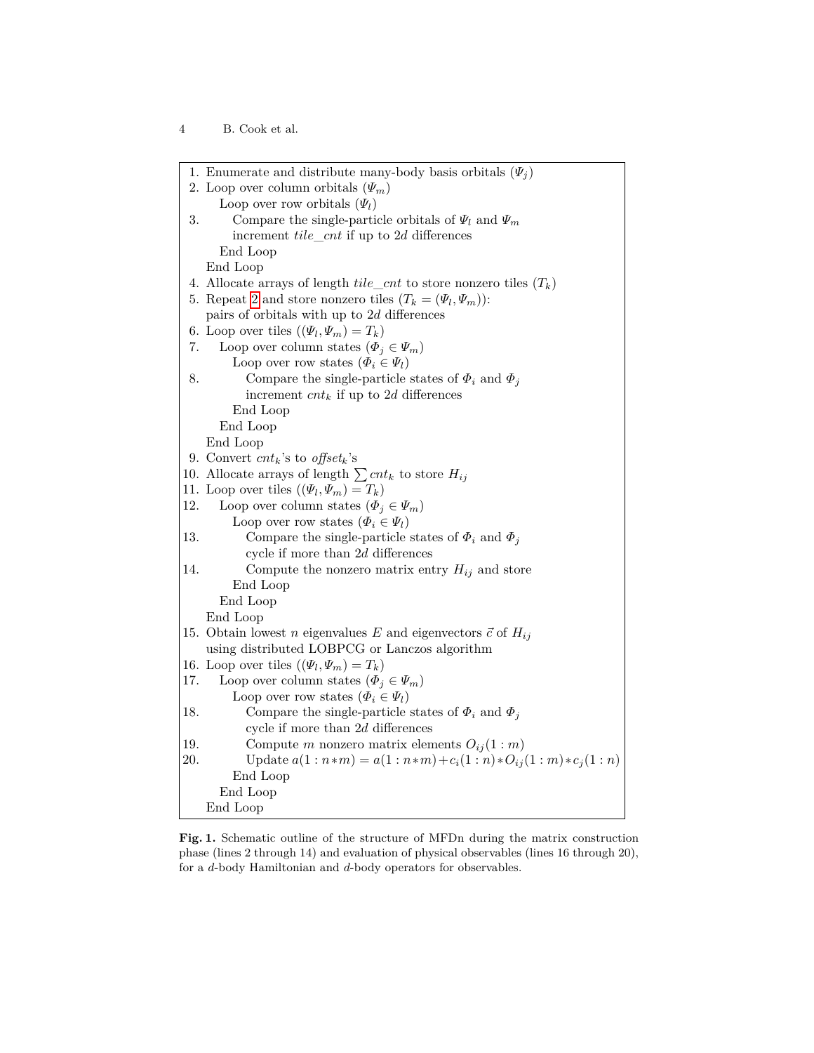```
 1. Enumerate and distribute many-body basis orbitals (Ψ_j)
 2. Loop over column orbitals (Ψ_m)
       Loop over row orbitals (Ψ_l)
 3.        Compare the single-particle orbitals of Ψ_l and Ψ_m
           increment tile_cnt if up to 2d differences
       End Loop
    End Loop
 4. Allocate arrays of length tile_cnt to store nonzero tiles (T_k)
 5. Repeat 2 and store nonzero tiles (T_k = (Ψ_l, Ψ_m)):
    pairs of orbitals with up to 2d differences
 6. Loop over tiles ((Ψ_l, Ψ_m) = T_k)
 7.    Loop over column states (Φ_j ∈ Ψ_m)
           Loop over row states (Φ_i ∈ Ψ_l)
 8.            Compare the single-particle states of Φ_i and Φ_j
               increment cnt_k if up to 2d differences
           End Loop
       End Loop
    End Loop
 9. Convert cnt_k's to offset_k's
10. Allocate arrays of length ∑cnt_k to store H_ij
11. Loop over tiles ((Ψ_l, Ψ_m) = T_k)
12.    Loop over column states (Φ_j ∈ Ψ_m)
           Loop over row states (Φ_i ∈ Ψ_l)
13.            Compare the single-particle states of Φ_i and Φ_j
               cycle if more than 2d differences
14.            Compute the nonzero matrix entry H_ij and store
           End Loop
       End Loop
    End Loop
15. Obtain lowest n eigenvalues E and eigenvectors c⃗ of H_ij
    using distributed LOBPCG or Lanczos algorithm
16. Loop over tiles ((Ψ_l, Ψ_m) = T_k)
17.    Loop over column states (Φ_j ∈ Ψ_m)
           Loop over row states (Φ_i ∈ Ψ_l)
18.            Compare the single-particle states of Φ_i and Φ_j
               cycle if more than 2d differences
19.            Compute m nonzero matrix elements O_ij(1 : m)
20.            Update a(1 : n∗m) = a(1 : n∗m) + c_i(1 : n) ∗ O_ij(1 : m) ∗ c_j(1 : n)
           End Loop
       End Loop
    End Loop
```

**Fig. 1.** Schematic outline of the structure of MFDn during the matrix construction phase (lines 2 through 14) and evaluation of physical observables (lines 16 through 20), for a $d$-body Hamiltonian and $d$-body operators for observables.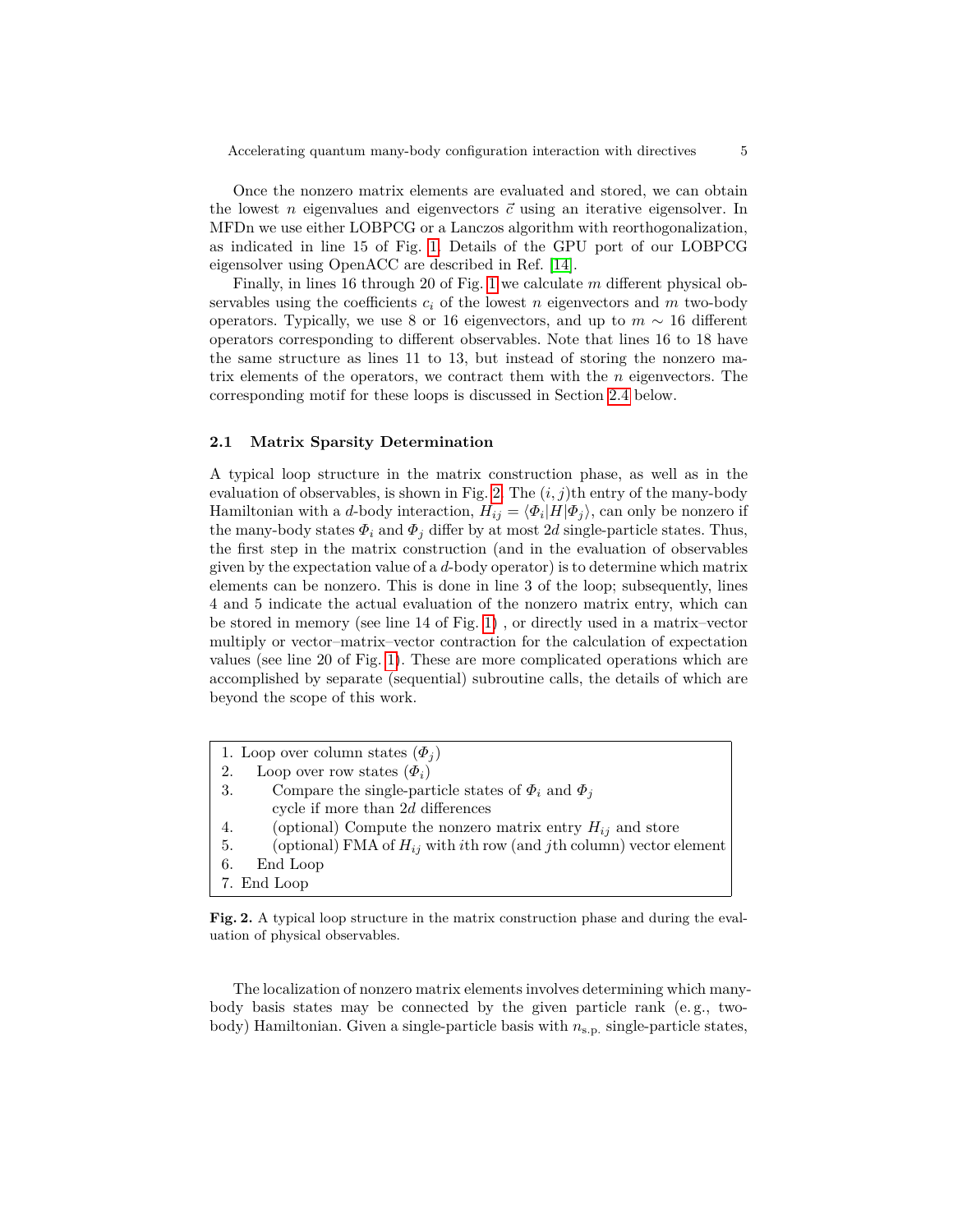Once the nonzero matrix elements are evaluated and stored, we can obtain the lowest $n$ eigenvalues and eigenvectors $\vec{c}$ using an iterative eigensolver. In MFDn we use either LOBPCG or a Lanczos algorithm with reorthogonalization, as indicated in line 15 of Fig. 1. Details of the GPU port of our LOBPCG eigensolver using OpenACC are described in Ref. [14].

Finally, in lines 16 through 20 of Fig. 1 we calculate $m$ different physical observables using the coefficients $c_i$ of the lowest $n$ eigenvectors and $m$ two-body operators. Typically, we use 8 or 16 eigenvectors, and up to $m \sim 16$ different operators corresponding to different observables. Note that lines 16 to 18 have the same structure as lines 11 to 13, but instead of storing the nonzero matrix elements of the operators, we contract them with the $n$ eigenvectors. The corresponding motif for these loops is discussed in Section 2.4 below.

### 2.1 Matrix Sparsity Determination

A typical loop structure in the matrix construction phase, as well as in the evaluation of observables, is shown in Fig. 2. The $(i, j)$th entry of the many-body Hamiltonian with a $d$-body interaction, $H_{ij} = \langle \Phi_i | H | \Phi_j \rangle$, can only be nonzero if the many-body states $\Phi_i$ and $\Phi_j$ differ by at most $2d$ single-particle states. Thus, the first step in the matrix construction (and in the evaluation of observables given by the expectation value of a $d$-body operator) is to determine which matrix elements can be nonzero. This is done in line 3 of the loop; subsequently, lines 4 and 5 indicate the actual evaluation of the nonzero matrix entry, which can be stored in memory (see line 14 of Fig. 1) , or directly used in a matrix–vector multiply or vector–matrix–vector contraction for the calculation of expectation values (see line 20 of Fig. 1). These are more complicated operations which are accomplished by separate (sequential) subroutine calls, the details of which are beyond the scope of this work.

```
1. Loop over column states (Φ_j)
2.    Loop over row states (Φ_i)
3.       Compare the single-particle states of Φ_i and Φ_j
         cycle if more than 2d differences
4.       (optional) Compute the nonzero matrix entry H_ij and store
5.       (optional) FMA of H_ij with ith row (and jth column) vector element
6.    End Loop
7. End Loop
```

**Fig. 2.** A typical loop structure in the matrix construction phase and during the evaluation of physical observables.

The localization of nonzero matrix elements involves determining which many-body basis states may be connected by the given particle rank (e. g., two-body) Hamiltonian. Given a single-particle basis with $n_{\text{s.p.}}$ single-particle states,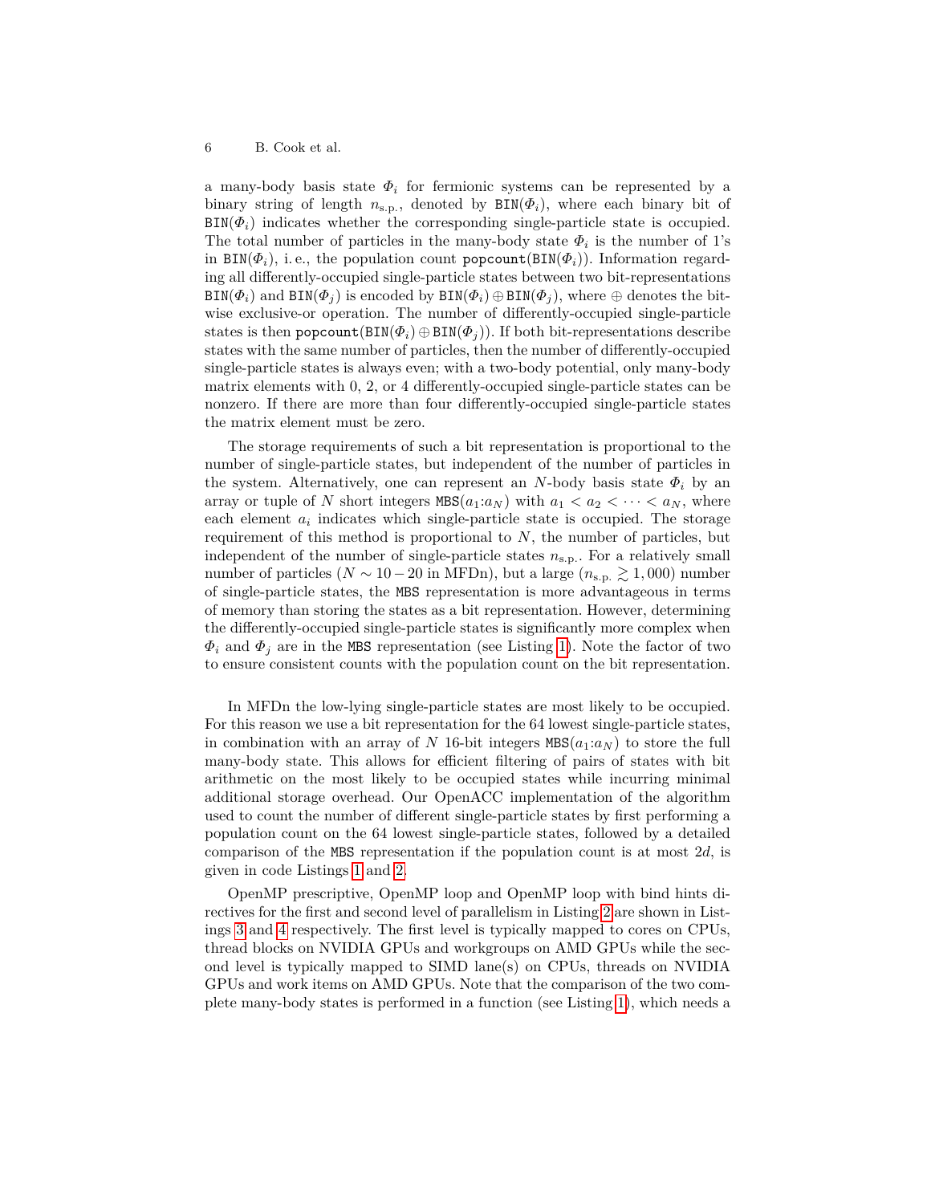a many-body basis state $\Phi_i$ for fermionic systems can be represented by a binary string of length $n_{\text{s.p.}}$, denoted by $\texttt{BIN}(\Phi_i)$, where each binary bit of $\texttt{BIN}(\Phi_i)$ indicates whether the corresponding single-particle state is occupied. The total number of particles in the many-body state $\Phi_i$ is the number of 1's in $\texttt{BIN}(\Phi_i)$, i.e., the population count $\texttt{popcount}(\texttt{BIN}(\Phi_i))$. Information regarding all differently-occupied single-particle states between two bit-representations $\texttt{BIN}(\Phi_i)$ and $\texttt{BIN}(\Phi_j)$ is encoded by $\texttt{BIN}(\Phi_i) \oplus \texttt{BIN}(\Phi_j)$, where $\oplus$ denotes the bit-wise exclusive-or operation. The number of differently-occupied single-particle states is then $\texttt{popcount}(\texttt{BIN}(\Phi_i) \oplus \texttt{BIN}(\Phi_j))$. If both bit-representations describe states with the same number of particles, then the number of differently-occupied single-particle states is always even; with a two-body potential, only many-body matrix elements with 0, 2, or 4 differently-occupied single-particle states can be nonzero. If there are more than four differently-occupied single-particle states the matrix element must be zero.

The storage requirements of such a bit representation is proportional to the number of single-particle states, but independent of the number of particles in the system. Alternatively, one can represent an $N$-body basis state $\Phi_i$ by an array or tuple of $N$ short integers $\texttt{MBS}(a_1{:}a_N)$ with $a_1 < a_2 < \cdots < a_N$, where each element $a_i$ indicates which single-particle state is occupied. The storage requirement of this method is proportional to $N$, the number of particles, but independent of the number of single-particle states $n_{\text{s.p.}}$. For a relatively small number of particles ($N \sim 10-20$ in MFDn), but a large ($n_{\text{s.p.}} \gtrsim 1,000$) number of single-particle states, the MBS representation is more advantageous in terms of memory than storing the states as a bit representation. However, determining the differently-occupied single-particle states is significantly more complex when $\Phi_i$ and $\Phi_j$ are in the MBS representation (see Listing 1). Note the factor of two to ensure consistent counts with the population count on the bit representation.

In MFDn the low-lying single-particle states are most likely to be occupied. For this reason we use a bit representation for the 64 lowest single-particle states, in combination with an array of $N$ 16-bit integers $\texttt{MBS}(a_1{:}a_N)$ to store the full many-body state. This allows for efficient filtering of pairs of states with bit arithmetic on the most likely to be occupied states while incurring minimal additional storage overhead. Our OpenACC implementation of the algorithm used to count the number of different single-particle states by first performing a population count on the 64 lowest single-particle states, followed by a detailed comparison of the MBS representation if the population count is at most $2d$, is given in code Listings 1 and 2.

OpenMP prescriptive, OpenMP loop and OpenMP loop with bind hints directives for the first and second level of parallelism in Listing 2 are shown in Listings 3 and 4 respectively. The first level is typically mapped to cores on CPUs, thread blocks on NVIDIA GPUs and workgroups on AMD GPUs while the second level is typically mapped to SIMD lane(s) on CPUs, threads on NVIDIA GPUs and work items on AMD GPUs. Note that the comparison of the two complete many-body states is performed in a function (see Listing 1), which needs a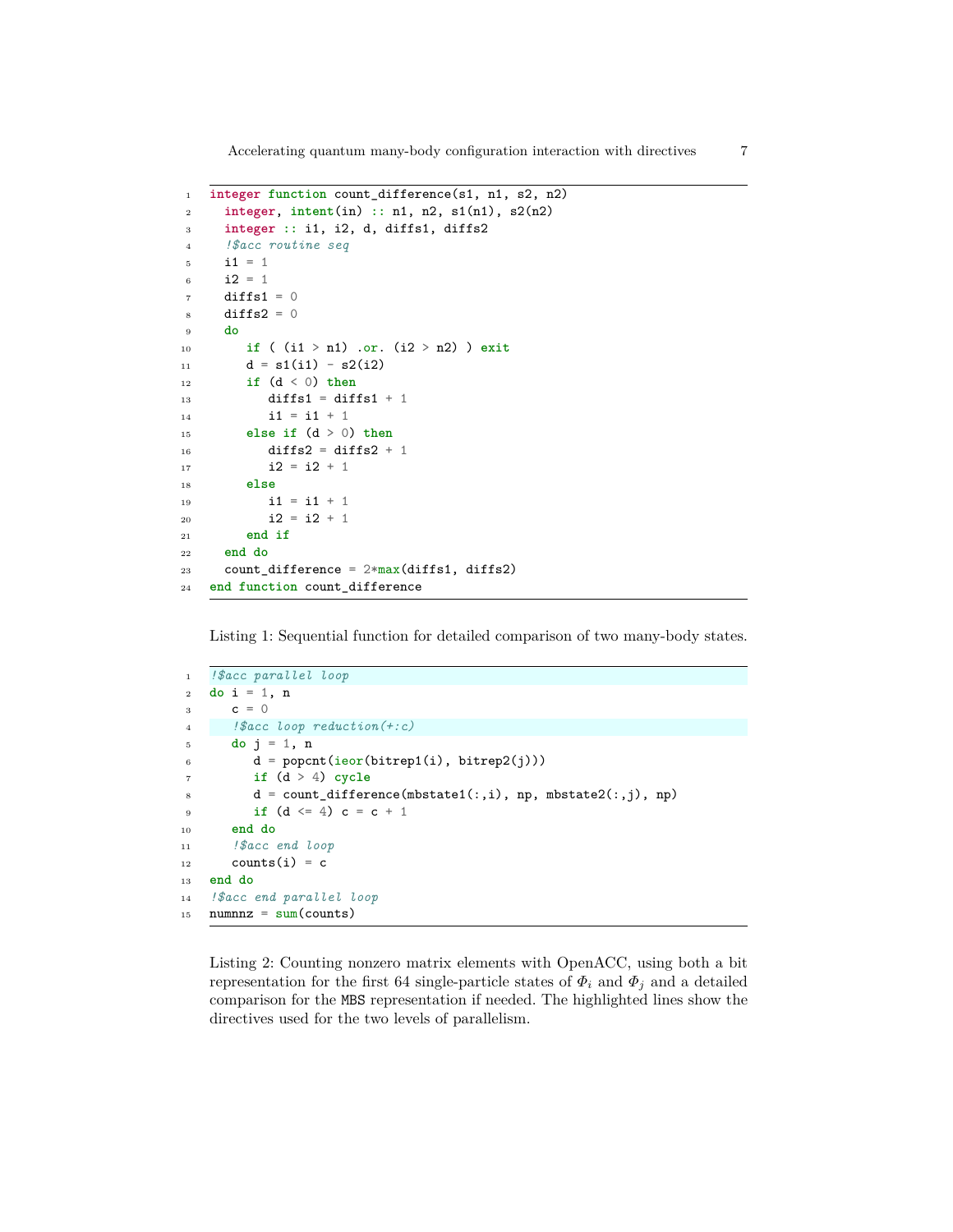```fortran
integer function count_difference(s1, n1, s2, n2)
  integer, intent(in) :: n1, n2, s1(n1), s2(n2)
  integer :: i1, i2, d, diffs1, diffs2
  !$acc routine seq
  i1 = 1
  i2 = 1
  diffs1 = 0
  diffs2 = 0
  do
     if ( (i1 > n1) .or. (i2 > n2) ) exit
     d = s1(i1) - s2(i2)
     if (d < 0) then
        diffs1 = diffs1 + 1
        i1 = i1 + 1
     else if (d > 0) then
        diffs2 = diffs2 + 1
        i2 = i2 + 1
     else
        i1 = i1 + 1
        i2 = i2 + 1
     end if
  end do
  count_difference = 2*max(diffs1, diffs2)
end function count_difference
```

Listing 1: Sequential function for detailed comparison of two many-body states.

```fortran
!$acc parallel loop
do i = 1, n
   c = 0
   !$acc loop reduction(+:c)
   do j = 1, n
      d = popcnt(ieor(bitrep1(i), bitrep2(j)))
      if (d > 4) cycle
      d = count_difference(mbstate1(:,i), np, mbstate2(:,j), np)
      if (d <= 4) c = c + 1
   end do
   !$acc end loop
   counts(i) = c
end do
!$acc end parallel loop
numnnz = sum(counts)
```

Listing 2: Counting nonzero matrix elements with OpenACC, using both a bit representation for the first 64 single-particle states of $\Phi_i$ and $\Phi_j$ and a detailed comparison for the `MBS` representation if needed. The highlighted lines show the directives used for the two levels of parallelism.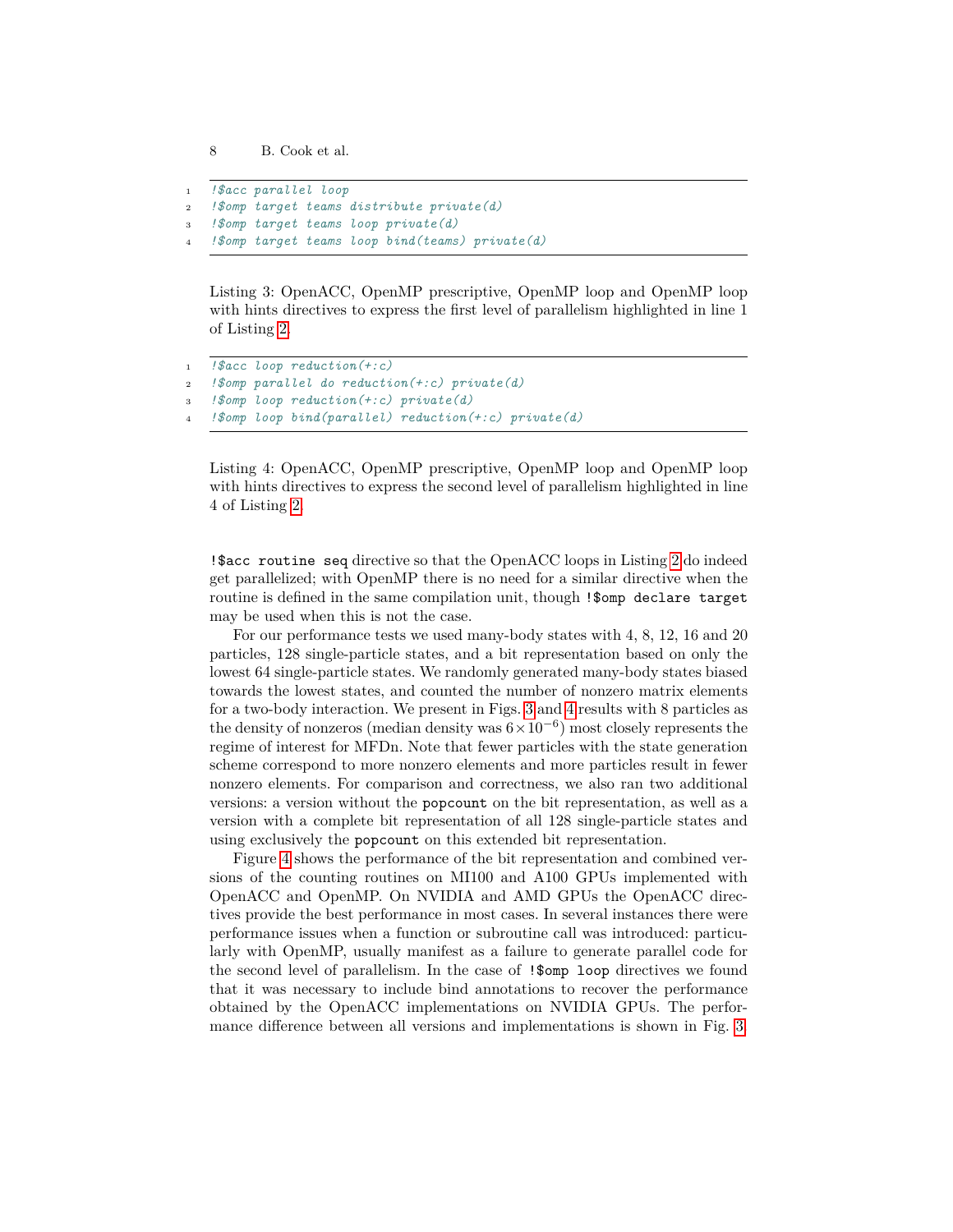```
!$acc parallel loop
!$omp target teams distribute private(d)
!$omp target teams loop private(d)
!$omp target teams loop bind(teams) private(d)
```

Listing 3: OpenACC, OpenMP prescriptive, OpenMP loop and OpenMP loop with hints directives to express the first level of parallelism highlighted in line 1 of Listing 2.

```
!$acc loop reduction(+:c)
!$omp parallel do reduction(+:c) private(d)
!$omp loop reduction(+:c) private(d)
!$omp loop bind(parallel) reduction(+:c) private(d)
```

Listing 4: OpenACC, OpenMP prescriptive, OpenMP loop and OpenMP loop with hints directives to express the second level of parallelism highlighted in line 4 of Listing 2.

`!$acc routine seq` directive so that the OpenACC loops in Listing 2 do indeed get parallelized; with OpenMP there is no need for a similar directive when the routine is defined in the same compilation unit, though `!$omp declare target` may be used when this is not the case.

For our performance tests we used many-body states with 4, 8, 12, 16 and 20 particles, 128 single-particle states, and a bit representation based on only the lowest 64 single-particle states. We randomly generated many-body states biased towards the lowest states, and counted the number of nonzero matrix elements for a two-body interaction. We present in Figs. 3 and 4 results with 8 particles as the density of nonzeros (median density was $6 \times 10^{-6}$) most closely represents the regime of interest for MFDn. Note that fewer particles with the state generation scheme correspond to more nonzero elements and more particles result in fewer nonzero elements. For comparison and correctness, we also ran two additional versions: a version without the `popcount` on the bit representation, as well as a version with a complete bit representation of all 128 single-particle states and using exclusively the `popcount` on this extended bit representation.

Figure 4 shows the performance of the bit representation and combined versions of the counting routines on MI100 and A100 GPUs implemented with OpenACC and OpenMP. On NVIDIA and AMD GPUs the OpenACC directives provide the best performance in most cases. In several instances there were performance issues when a function or subroutine call was introduced: particularly with OpenMP, usually manifest as a failure to generate parallel code for the second level of parallelism. In the case of `!$omp loop` directives we found that it was necessary to include bind annotations to recover the performance obtained by the OpenACC implementations on NVIDIA GPUs. The performance difference between all versions and implementations is shown in Fig. 3.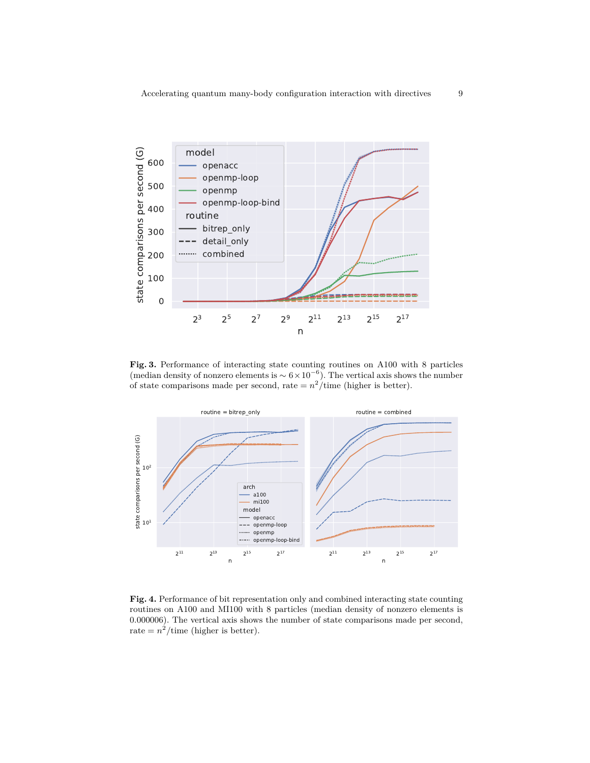**Fig. 3.** Performance of interacting state counting routines on A100 with 8 particles (median density of nonzero elements is $\sim 6\times10^{-6}$). The vertical axis shows the number of state comparisons made per second, rate $= n^2$/time (higher is better).

**Fig. 4.** Performance of bit representation only and combined interacting state counting routines on A100 and MI100 with 8 particles (median density of nonzero elements is 0.000006). The vertical axis shows the number of state comparisons made per second, rate $= n^2$/time (higher is better).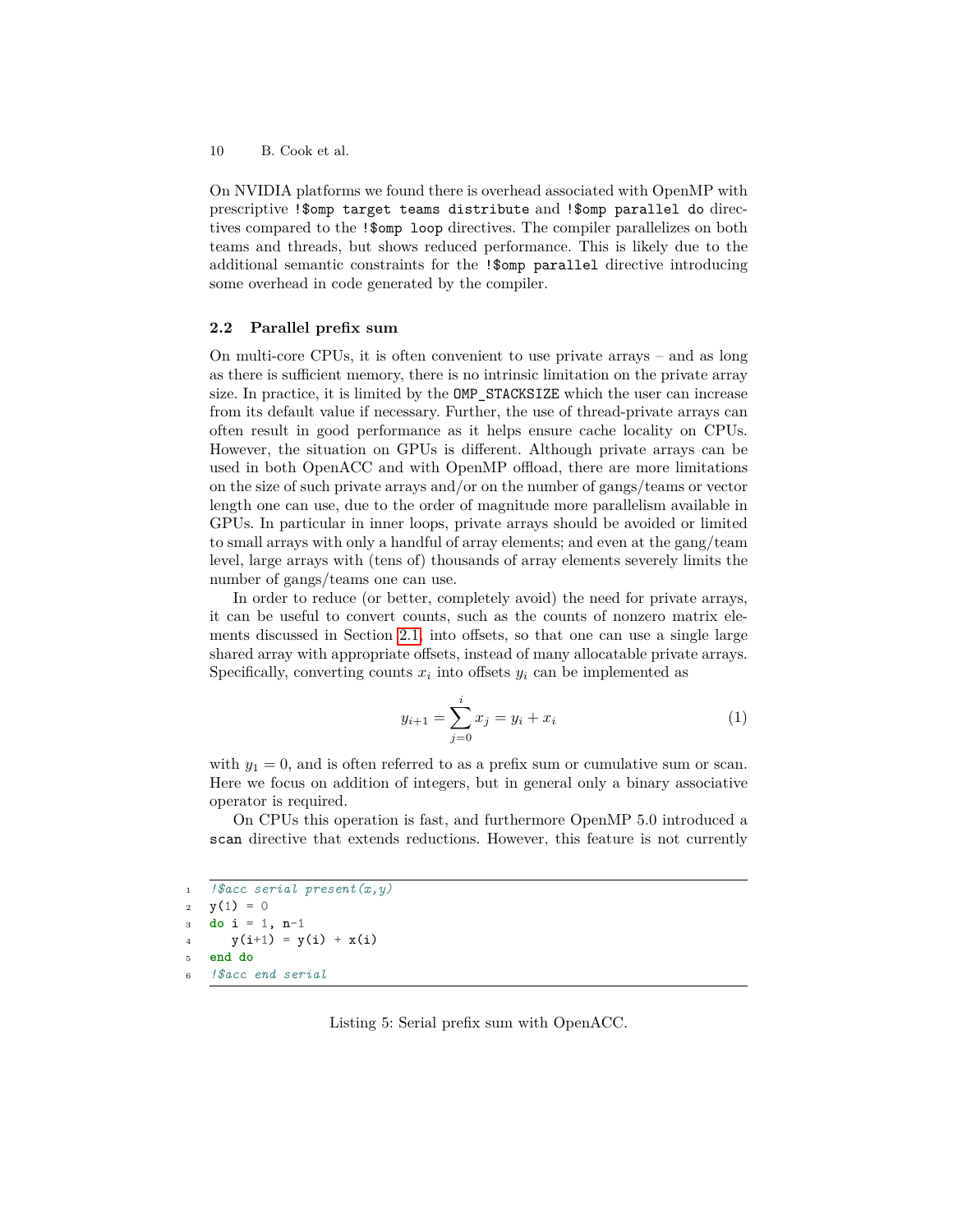On NVIDIA platforms we found there is overhead associated with OpenMP with prescriptive `!$omp target teams distribute` and `!$omp parallel do` directives compared to the `!$omp loop` directives. The compiler parallelizes on both teams and threads, but shows reduced performance. This is likely due to the additional semantic constraints for the `!$omp parallel` directive introducing some overhead in code generated by the compiler.

### 2.2 Parallel prefix sum

On multi-core CPUs, it is often convenient to use private arrays – and as long as there is sufficient memory, there is no intrinsic limitation on the private array size. In practice, it is limited by the `OMP_STACKSIZE` which the user can increase from its default value if necessary. Further, the use of thread-private arrays can often result in good performance as it helps ensure cache locality on CPUs. However, the situation on GPUs is different. Although private arrays can be used in both OpenACC and with OpenMP offload, there are more limitations on the size of such private arrays and/or on the number of gangs/teams or vector length one can use, due to the order of magnitude more parallelism available in GPUs. In particular in inner loops, private arrays should be avoided or limited to small arrays with only a handful of array elements; and even at the gang/team level, large arrays with (tens of) thousands of array elements severely limits the number of gangs/teams one can use.

In order to reduce (or better, completely avoid) the need for private arrays, it can be useful to convert counts, such as the counts of nonzero matrix elements discussed in Section 2.1, into offsets, so that one can use a single large shared array with appropriate offsets, instead of many allocatable private arrays. Specifically, converting counts $x_i$ into offsets $y_i$ can be implemented as

$$y_{i+1} = \sum_{j=0}^{i} x_j = y_i + x_i \tag{1}$$

with $y_1 = 0$, and is often referred to as a prefix sum or cumulative sum or scan. Here we focus on addition of integers, but in general only a binary associative operator is required.

On CPUs this operation is fast, and furthermore OpenMP 5.0 introduced a `scan` directive that extends reductions. However, this feature is not currently

```fortran
!$acc serial present(x,y)
y(1) = 0
do i = 1, n-1
   y(i+1) = y(i) + x(i)
end do
!$acc end serial
```

Listing 5: Serial prefix sum with OpenACC.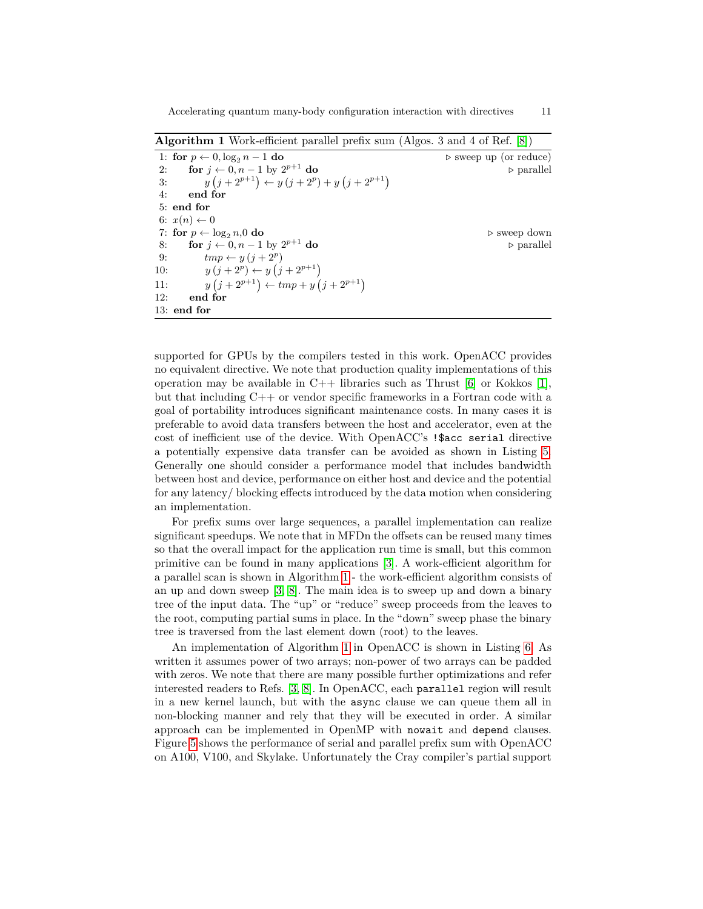**Algorithm 1** Work-efficient parallel prefix sum (Algos. 3 and 4 of Ref. [8])

```
1:  for p ← 0, log₂ n − 1 do                              ▷ sweep up (or reduce)
2:      for j ← 0, n − 1 by 2^(p+1) do                     ▷ parallel
3:          y(j + 2^(p+1)) ← y(j + 2^p) + y(j + 2^(p+1))
4:      end for
5:  end for
6:  x(n) ← 0
7:  for p ← log₂ n, 0 do                                   ▷ sweep down
8:      for j ← 0, n − 1 by 2^(p+1) do                     ▷ parallel
9:          tmp ← y(j + 2^p)
10:         y(j + 2^p) ← y(j + 2^(p+1))
11:         y(j + 2^(p+1)) ← tmp + y(j + 2^(p+1))
12:     end for
13: end for
```

supported for GPUs by the compilers tested in this work. OpenACC provides no equivalent directive. We note that production quality implementations of this operation may be available in C++ libraries such as Thrust [6] or Kokkos [1], but that including C++ or vendor specific frameworks in a Fortran code with a goal of portability introduces significant maintenance costs. In many cases it is preferable to avoid data transfers between the host and accelerator, even at the cost of inefficient use of the device. With OpenACC's `!$acc serial` directive a potentially expensive data transfer can be avoided as shown in Listing 5. Generally one should consider a performance model that includes bandwidth between host and device, performance on either host and device and the potential for any latency/ blocking effects introduced by the data motion when considering an implementation.

For prefix sums over large sequences, a parallel implementation can realize significant speedups. We note that in MFDn the offsets can be reused many times so that the overall impact for the application run time is small, but this common primitive can be found in many applications [3]. A work-efficient algorithm for a parallel scan is shown in Algorithm 1 - the work-efficient algorithm consists of an up and down sweep [3, 8]. The main idea is to sweep up and down a binary tree of the input data. The "up" or "reduce" sweep proceeds from the leaves to the root, computing partial sums in place. In the "down" sweep phase the binary tree is traversed from the last element down (root) to the leaves.

An implementation of Algorithm 1 in OpenACC is shown in Listing 6. As written it assumes power of two arrays; non-power of two arrays can be padded with zeros. We note that there are many possible further optimizations and refer interested readers to Refs. [3, 8]. In OpenACC, each `parallel` region will result in a new kernel launch, but with the `async` clause we can queue them all in non-blocking manner and rely that they will be executed in order. A similar approach can be implemented in OpenMP with `nowait` and `depend` clauses. Figure 5 shows the performance of serial and parallel prefix sum with OpenACC on A100, V100, and Skylake. Unfortunately the Cray compiler's partial support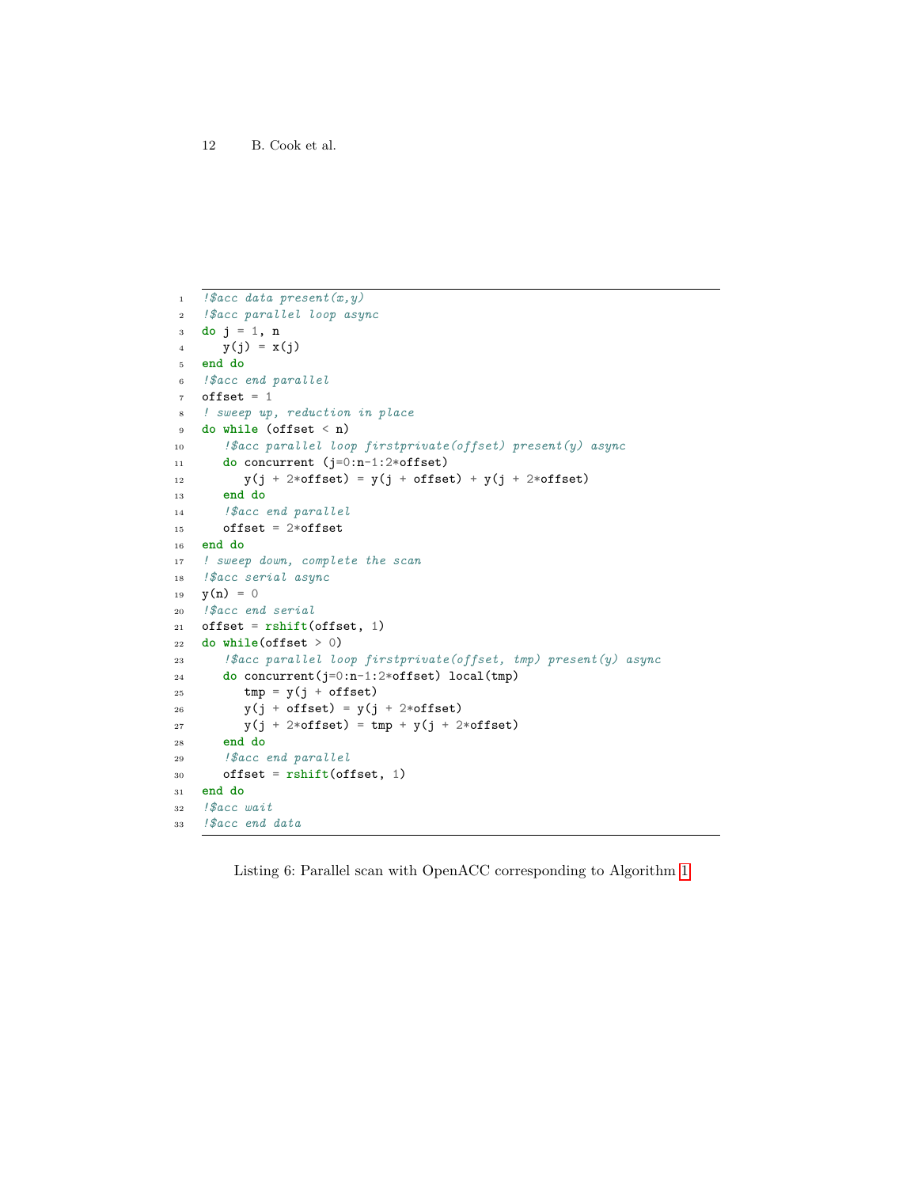```fortran
!$acc data present(x,y)
!$acc parallel loop async
do j = 1, n
   y(j) = x(j)
end do
!$acc end parallel
offset = 1
! sweep up, reduction in place
do while (offset < n)
   !$acc parallel loop firstprivate(offset) present(y) async
   do concurrent (j=0:n-1:2*offset)
      y(j + 2*offset) = y(j + offset) + y(j + 2*offset)
   end do
   !$acc end parallel
   offset = 2*offset
end do
! sweep down, complete the scan
!$acc serial async
y(n) = 0
!$acc end serial
offset = rshift(offset, 1)
do while(offset > 0)
   !$acc parallel loop firstprivate(offset, tmp) present(y) async
   do concurrent(j=0:n-1:2*offset) local(tmp)
      tmp = y(j + offset)
      y(j + offset) = y(j + 2*offset)
      y(j + 2*offset) = tmp + y(j + 2*offset)
   end do
   !$acc end parallel
   offset = rshift(offset, 1)
end do
!$acc wait
!$acc end data
```

Listing 6: Parallel scan with OpenACC corresponding to Algorithm 1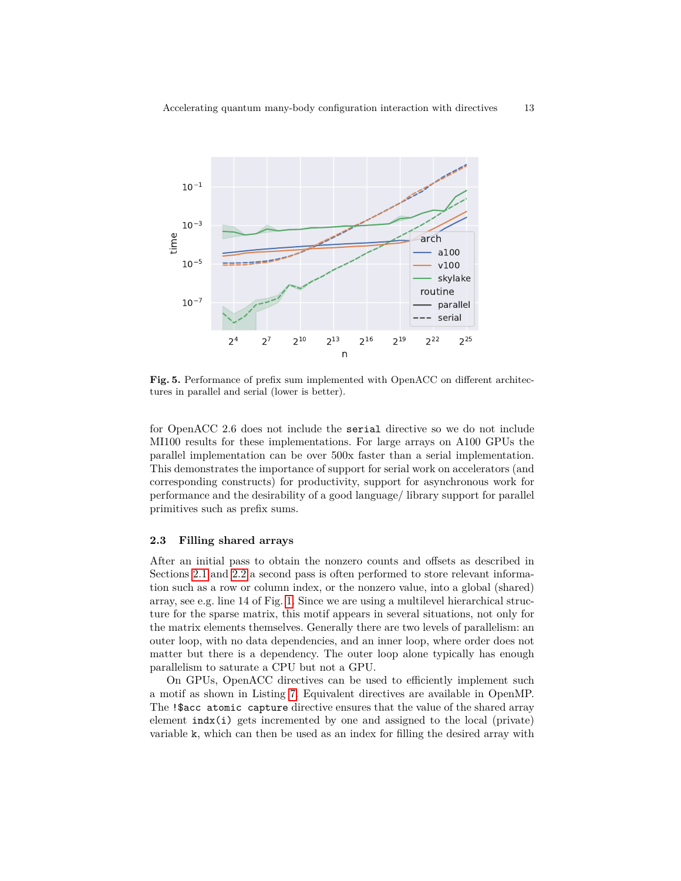**Fig. 5.** Performance of prefix sum implemented with OpenACC on different architectures in parallel and serial (lower is better).

for OpenACC 2.6 does not include the `serial` directive so we do not include MI100 results for these implementations. For large arrays on A100 GPUs the parallel implementation can be over 500x faster than a serial implementation. This demonstrates the importance of support for serial work on accelerators (and corresponding constructs) for productivity, support for asynchronous work for performance and the desirability of a good language/ library support for parallel primitives such as prefix sums.

### 2.3 Filling shared arrays

After an initial pass to obtain the nonzero counts and offsets as described in Sections 2.1 and 2.2 a second pass is often performed to store relevant information such as a row or column index, or the nonzero value, into a global (shared) array, see e.g. line 14 of Fig. 1. Since we are using a multilevel hierarchical structure for the sparse matrix, this motif appears in several situations, not only for the matrix elements themselves. Generally there are two levels of parallelism: an outer loop, with no data dependencies, and an inner loop, where order does not matter but there is a dependency. The outer loop alone typically has enough parallelism to saturate a CPU but not a GPU.

On GPUs, OpenACC directives can be used to efficiently implement such a motif as shown in Listing 7. Equivalent directives are available in OpenMP. The `!$acc atomic capture` directive ensures that the value of the shared array element `indx(i)` gets incremented by one and assigned to the local (private) variable `k`, which can then be used as an index for filling the desired array with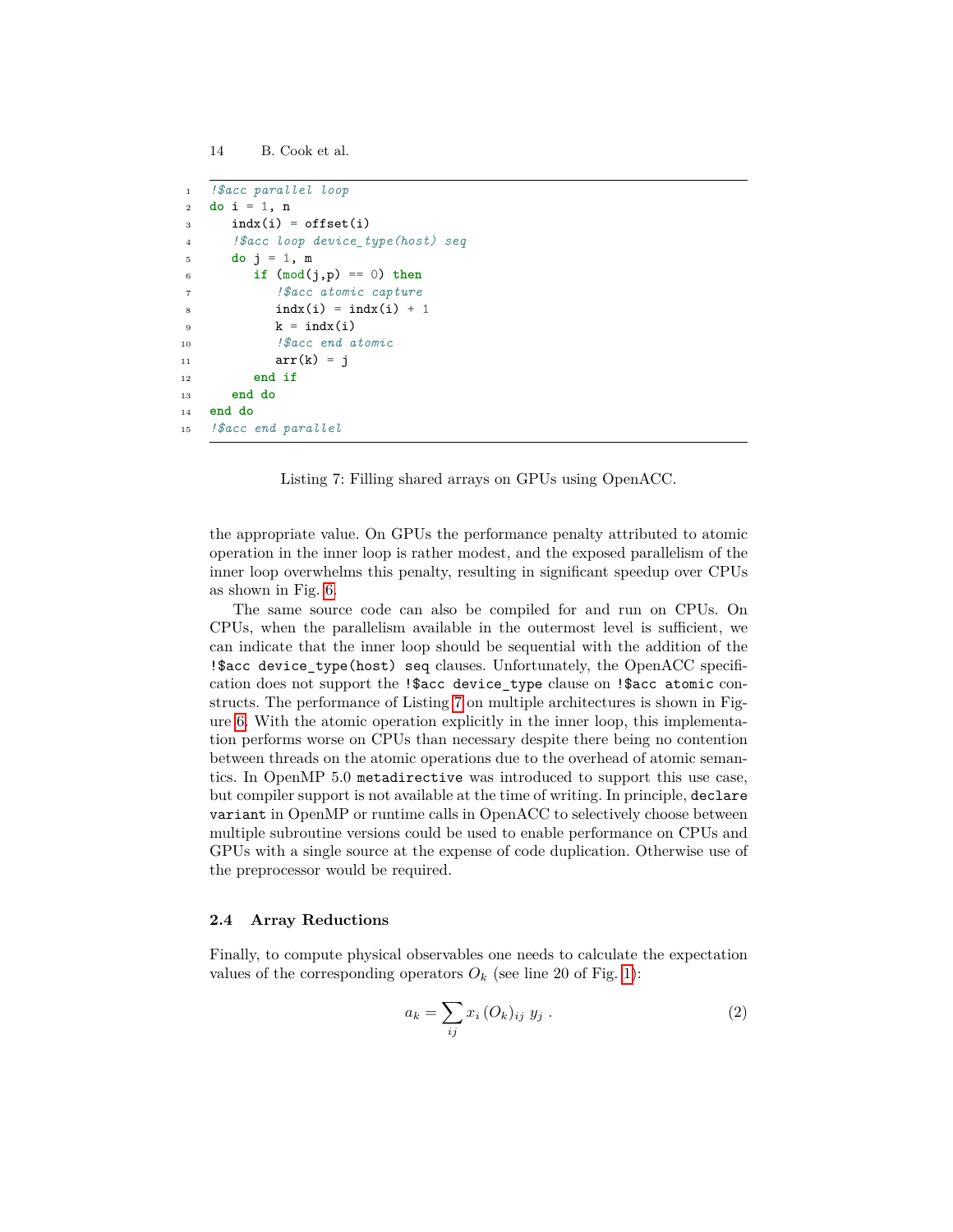```fortran
!$acc parallel loop
do i = 1, n
   indx(i) = offset(i)
   !$acc loop device_type(host) seq
   do j = 1, m
      if (mod(j,p) == 0) then
         !$acc atomic capture
         indx(i) = indx(i) + 1
         k = indx(i)
         !$acc end atomic
         arr(k) = j
      end if
   end do
end do
!$acc end parallel
```

Listing 7: Filling shared arrays on GPUs using OpenACC.

the appropriate value. On GPUs the performance penalty attributed to atomic operation in the inner loop is rather modest, and the exposed parallelism of the inner loop overwhelms this penalty, resulting in significant speedup over CPUs as shown in Fig. 6.

The same source code can also be compiled for and run on CPUs. On CPUs, when the parallelism available in the outermost level is sufficient, we can indicate that the inner loop should be sequential with the addition of the `!$acc device_type(host) seq` clauses. Unfortunately, the OpenACC specification does not support the `!$acc device_type` clause on `!$acc atomic` constructs. The performance of Listing 7 on multiple architectures is shown in Figure 6. With the atomic operation explicitly in the inner loop, this implementation performs worse on CPUs than necessary despite there being no contention between threads on the atomic operations due to the overhead of atomic semantics. In OpenMP 5.0 `metadirective` was introduced to support this use case, but compiler support is not available at the time of writing. In principle, `declare variant` in OpenMP or runtime calls in OpenACC to selectively choose between multiple subroutine versions could be used to enable performance on CPUs and GPUs with a single source at the expense of code duplication. Otherwise use of the preprocessor would be required.

### 2.4 Array Reductions

Finally, to compute physical observables one needs to calculate the expectation values of the corresponding operators $O_k$ (see line 20 of Fig. 1):

$$a_k = \sum_{ij} x_i \, (O_k)_{ij} \; y_j \; . \tag{2}$$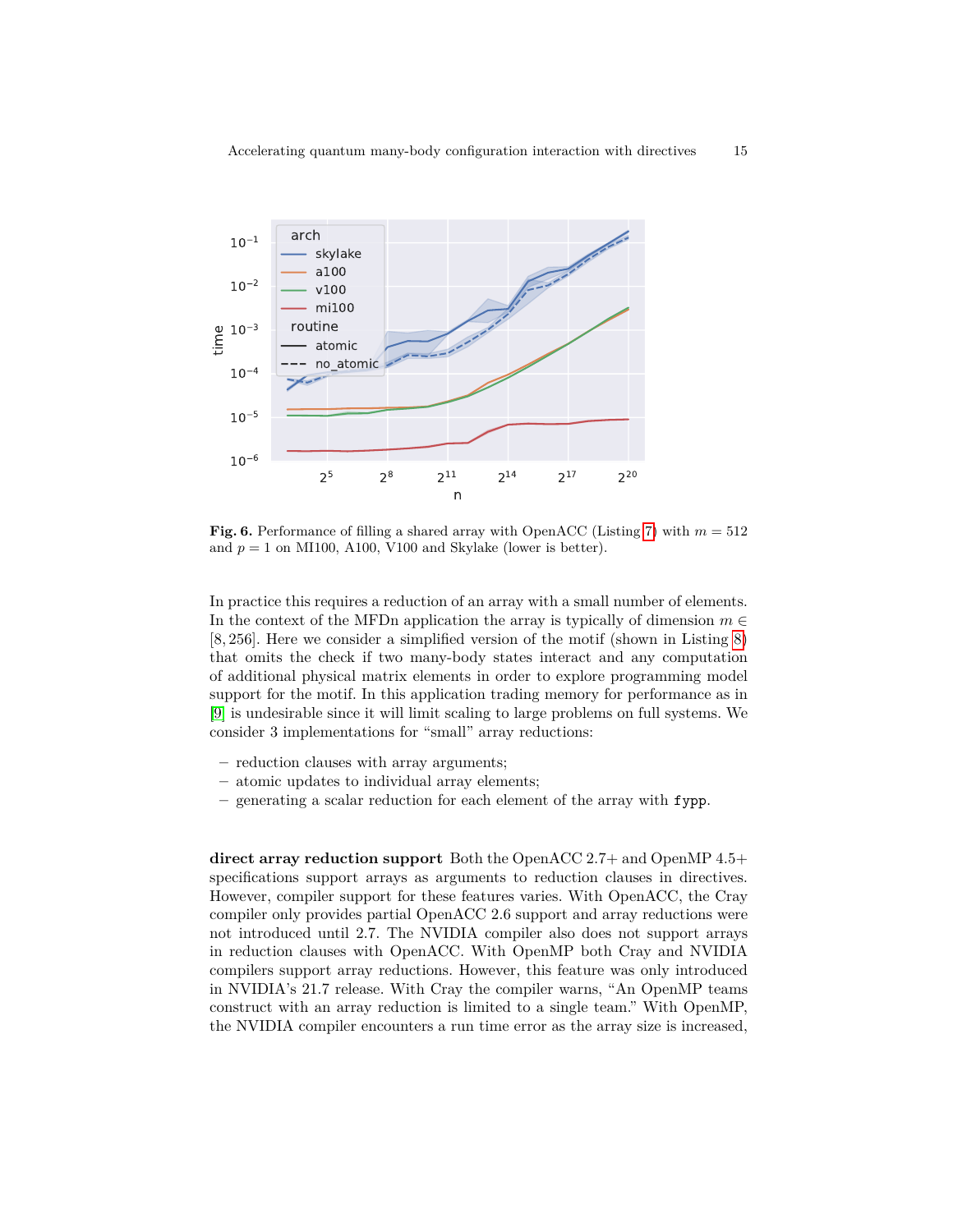**Fig. 6.** Performance of filling a shared array with OpenACC (Listing 7) with $m = 512$ and $p = 1$ on MI100, A100, V100 and Skylake (lower is better).

In practice this requires a reduction of an array with a small number of elements. In the context of the MFDn application the array is typically of dimension $m \in [8, 256]$. Here we consider a simplified version of the motif (shown in Listing 8) that omits the check if two many-body states interact and any computation of additional physical matrix elements in order to explore programming model support for the motif. In this application trading memory for performance as in [9] is undesirable since it will limit scaling to large problems on full systems. We consider 3 implementations for "small" array reductions:

- reduction clauses with array arguments;
- atomic updates to individual array elements;
- generating a scalar reduction for each element of the array with `fypp`.

**direct array reduction support** Both the OpenACC 2.7+ and OpenMP 4.5+ specifications support arrays as arguments to reduction clauses in directives. However, compiler support for these features varies. With OpenACC, the Cray compiler only provides partial OpenACC 2.6 support and array reductions were not introduced until 2.7. The NVIDIA compiler also does not support arrays in reduction clauses with OpenACC. With OpenMP both Cray and NVIDIA compilers support array reductions. However, this feature was only introduced in NVIDIA's 21.7 release. With Cray the compiler warns, "An OpenMP teams construct with an array reduction is limited to a single team." With OpenMP, the NVIDIA compiler encounters a run time error as the array size is increased,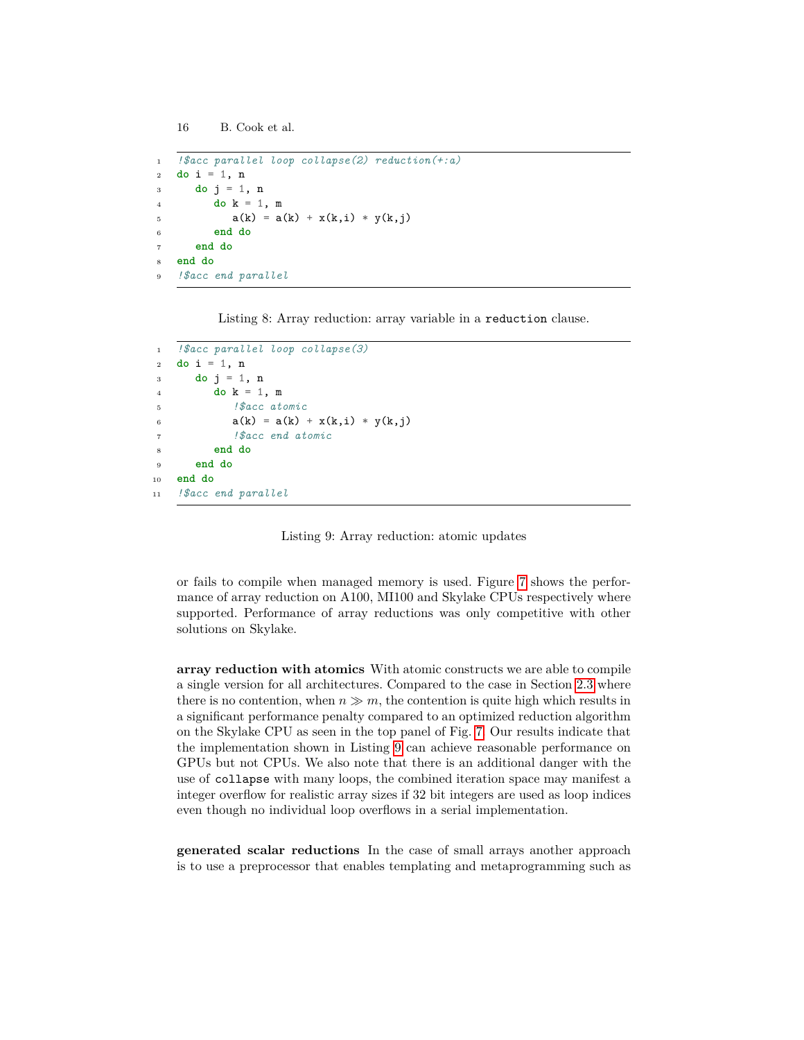```fortran
!$acc parallel loop collapse(2) reduction(+:a)
do i = 1, n
   do j = 1, n
      do k = 1, m
         a(k) = a(k) + x(k,i) * y(k,j)
      end do
   end do
end do
!$acc end parallel
```

Listing 8: Array reduction: array variable in a `reduction` clause.

```fortran
!$acc parallel loop collapse(3)
do i = 1, n
   do j = 1, n
      do k = 1, m
         !$acc atomic
         a(k) = a(k) + x(k,i) * y(k,j)
         !$acc end atomic
      end do
   end do
end do
!$acc end parallel
```

Listing 9: Array reduction: atomic updates

or fails to compile when managed memory is used. Figure 7 shows the performance of array reduction on A100, MI100 and Skylake CPUs respectively where supported. Performance of array reductions was only competitive with other solutions on Skylake.

**array reduction with atomics** With atomic constructs we are able to compile a single version for all architectures. Compared to the case in Section 2.3 where there is no contention, when $n \gg m$, the contention is quite high which results in a significant performance penalty compared to an optimized reduction algorithm on the Skylake CPU as seen in the top panel of Fig. 7. Our results indicate that the implementation shown in Listing 9 can achieve reasonable performance on GPUs but not CPUs. We also note that there is an additional danger with the use of `collapse` with many loops, the combined iteration space may manifest a integer overflow for realistic array sizes if 32 bit integers are used as loop indices even though no individual loop overflows in a serial implementation.

**generated scalar reductions** In the case of small arrays another approach is to use a preprocessor that enables templating and metaprogramming such as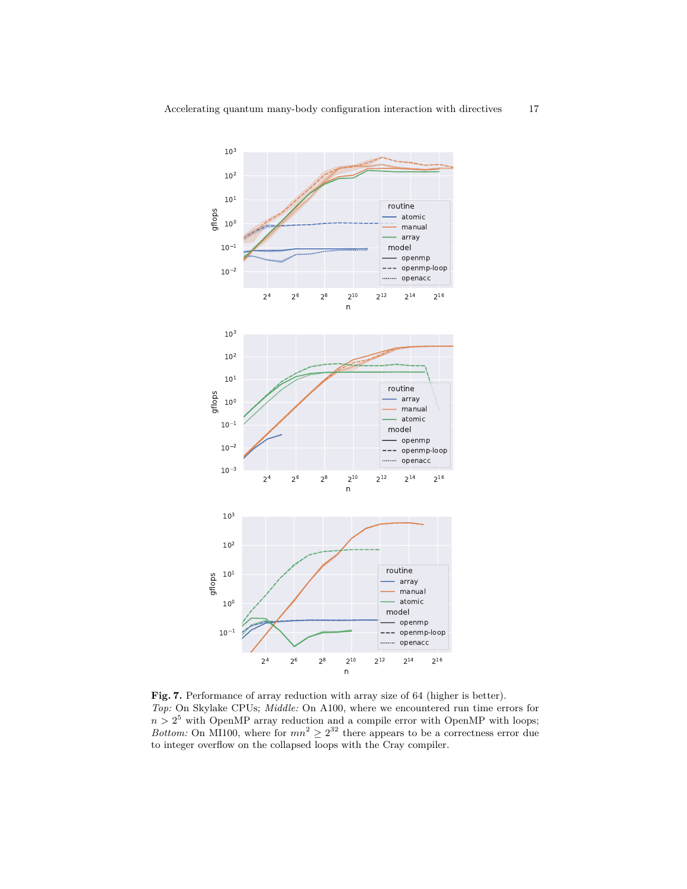**Fig. 7.** Performance of array reduction with array size of 64 (higher is better). *Top:* On Skylake CPUs; *Middle:* On A100, where we encountered run time errors for $n > 2^5$ with OpenMP array reduction and a compile error with OpenMP with loops; *Bottom:* On MI100, where for $mn^2 \geq 2^{32}$ there appears to be a correctness error due to integer overflow on the collapsed loops with the Cray compiler.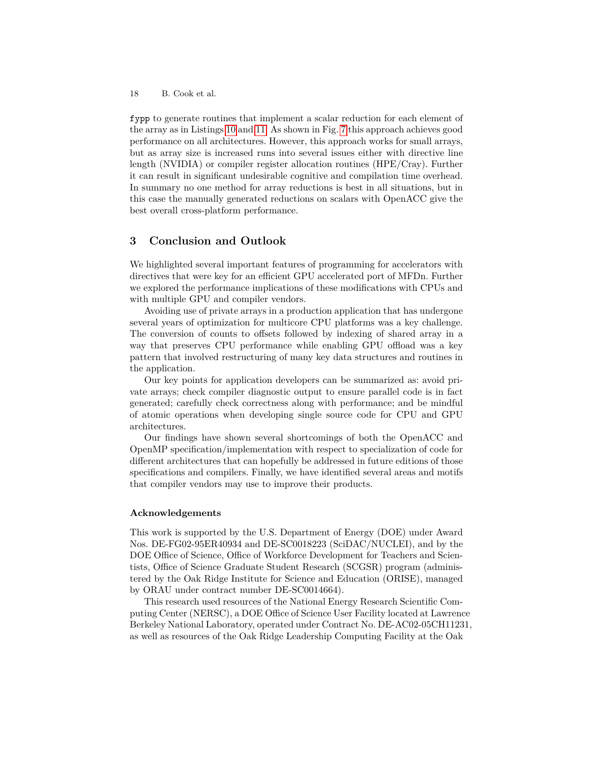fypp to generate routines that implement a scalar reduction for each element of the array as in Listings 10 and 11. As shown in Fig. 7 this approach achieves good performance on all architectures. However, this approach works for small arrays, but as array size is increased runs into several issues either with directive line length (NVIDIA) or compiler register allocation routines (HPE/Cray). Further it can result in significant undesirable cognitive and compilation time overhead. In summary no one method for array reductions is best in all situations, but in this case the manually generated reductions on scalars with OpenACC give the best overall cross-platform performance.

## 3 Conclusion and Outlook

We highlighted several important features of programming for accelerators with directives that were key for an efficient GPU accelerated port of MFDn. Further we explored the performance implications of these modifications with CPUs and with multiple GPU and compiler vendors.

Avoiding use of private arrays in a production application that has undergone several years of optimization for multicore CPU platforms was a key challenge. The conversion of counts to offsets followed by indexing of shared array in a way that preserves CPU performance while enabling GPU offload was a key pattern that involved restructuring of many key data structures and routines in the application.

Our key points for application developers can be summarized as: avoid private arrays; check compiler diagnostic output to ensure parallel code is in fact generated; carefully check correctness along with performance; and be mindful of atomic operations when developing single source code for CPU and GPU architectures.

Our findings have shown several shortcomings of both the OpenACC and OpenMP specification/implementation with respect to specialization of code for different architectures that can hopefully be addressed in future editions of those specifications and compilers. Finally, we have identified several areas and motifs that compiler vendors may use to improve their products.

#### Acknowledgements

This work is supported by the U.S. Department of Energy (DOE) under Award Nos. DE-FG02-95ER40934 and DE-SC0018223 (SciDAC/NUCLEI), and by the DOE Office of Science, Office of Workforce Development for Teachers and Scientists, Office of Science Graduate Student Research (SCGSR) program (administered by the Oak Ridge Institute for Science and Education (ORISE), managed by ORAU under contract number DE-SC0014664).

This research used resources of the National Energy Research Scientific Computing Center (NERSC), a DOE Office of Science User Facility located at Lawrence Berkeley National Laboratory, operated under Contract No. DE-AC02-05CH11231, as well as resources of the Oak Ridge Leadership Computing Facility at the Oak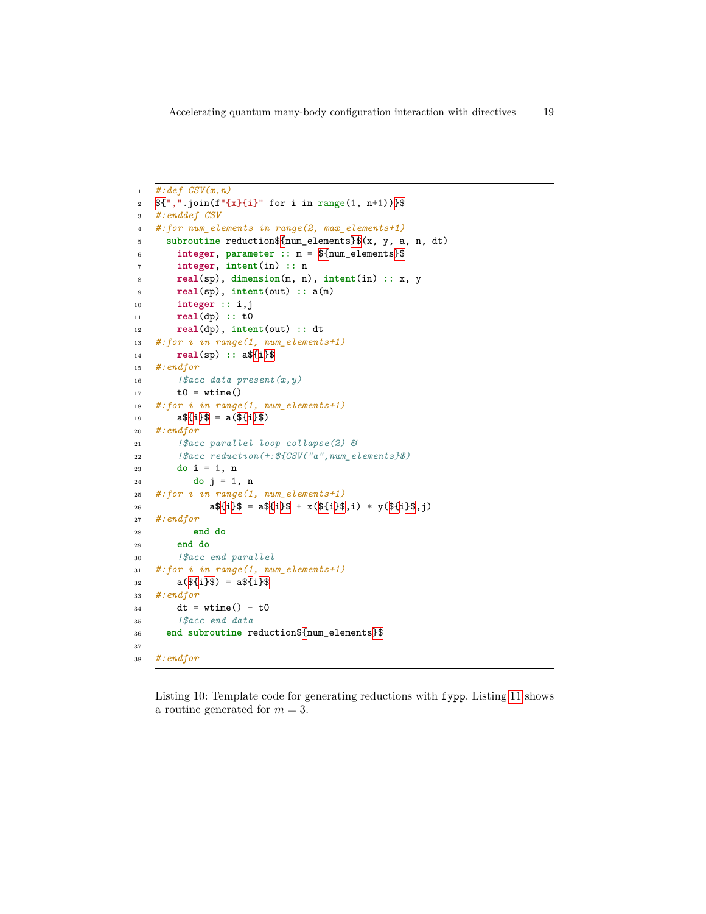```
#:def CSV(x,n)
${",".join(f"{x}{i}" for i in range(1, n+1))}$
#:enddef CSV
#:for num_elements in range(2, max_elements+1)
  subroutine reduction${num_elements}$(x, y, a, n, dt)
    integer, parameter :: m = ${num_elements}$
    integer, intent(in) :: n
    real(sp), dimension(m, n), intent(in) :: x, y
    real(sp), intent(out) :: a(m)
    integer :: i,j
    real(dp) :: t0
    real(dp), intent(out) :: dt
#:for i in range(1, num_elements+1)
    real(sp) :: a${i}$
#:endfor
    !$acc data present(x,y)
    t0 = wtime()
#:for i in range(1, num_elements+1)
    a${i}$ = a(${i}$)
#:endfor
    !$acc parallel loop collapse(2) &
    !$acc reduction(+:${CSV("a",num_elements)}$)
    do i = 1, n
       do j = 1, n
#:for i in range(1, num_elements+1)
          a${i}$ = a${i}$ + x(${i}$,i) * y(${i}$,j)
#:endfor
       end do
    end do
    !$acc end parallel
#:for i in range(1, num_elements+1)
    a(${i}$) = a${i}$
#:endfor
    dt = wtime() - t0
    !$acc end data
  end subroutine reduction${num_elements}$

#:endfor
```

Listing 10: Template code for generating reductions with `fypp`. Listing 11 shows a routine generated for $m = 3$.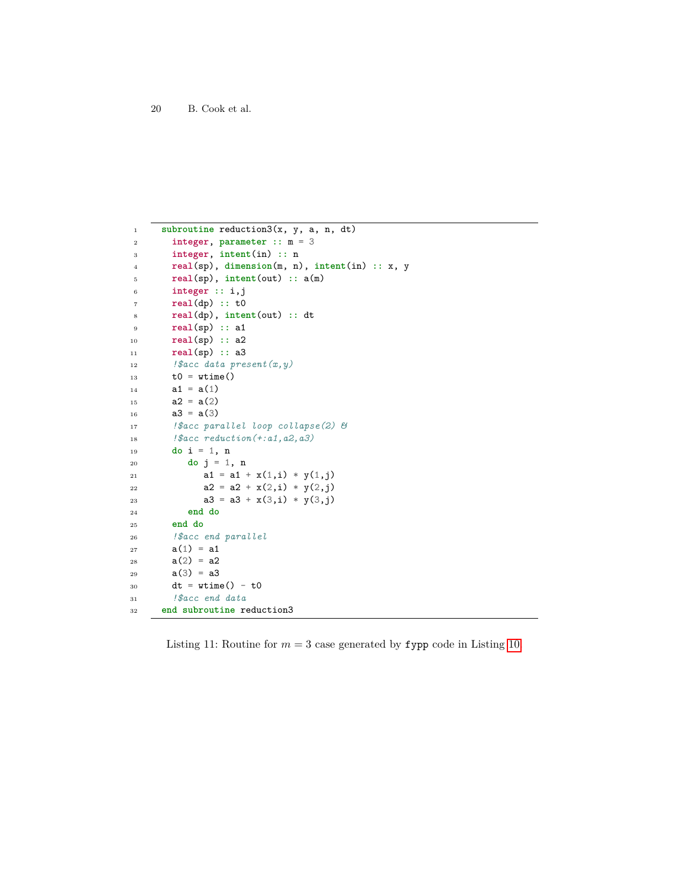```fortran
subroutine reduction3(x, y, a, n, dt)
  integer, parameter :: m = 3
  integer, intent(in) :: n
  real(sp), dimension(m, n), intent(in) :: x, y
  real(sp), intent(out) :: a(m)
  integer :: i,j
  real(dp) :: t0
  real(dp), intent(out) :: dt
  real(sp) :: a1
  real(sp) :: a2
  real(sp) :: a3
  !$acc data present(x,y)
  t0 = wtime()
  a1 = a(1)
  a2 = a(2)
  a3 = a(3)
  !$acc parallel loop collapse(2) &
  !$acc reduction(+:a1,a2,a3)
  do i = 1, n
     do j = 1, n
        a1 = a1 + x(1,i) * y(1,j)
        a2 = a2 + x(2,i) * y(2,j)
        a3 = a3 + x(3,i) * y(3,j)
     end do
  end do
  !$acc end parallel
  a(1) = a1
  a(2) = a2
  a(3) = a3
  dt = wtime() - t0
  !$acc end data
end subroutine reduction3
```

Listing 11: Routine for $m = 3$ case generated by `fypp` code in Listing 10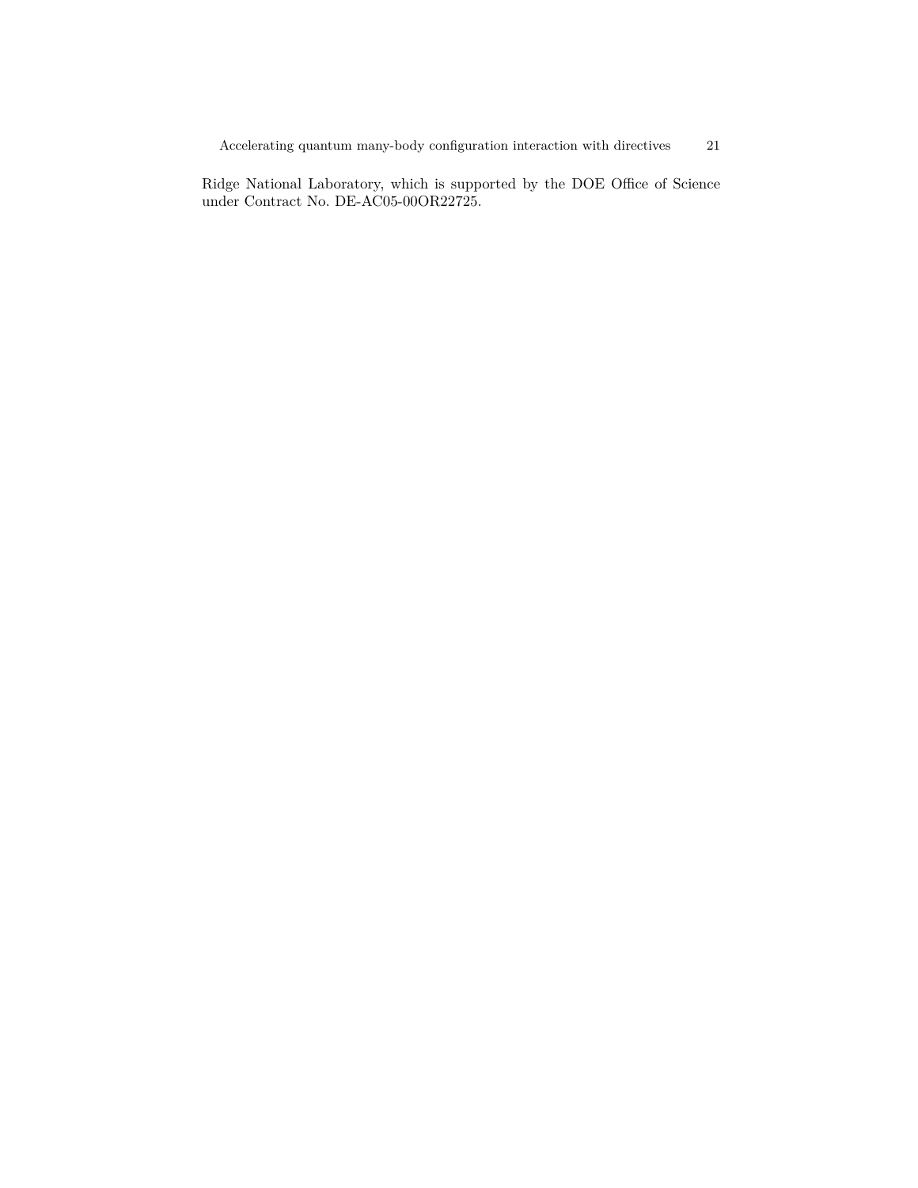Ridge National Laboratory, which is supported by the DOE Office of Science under Contract No. DE-AC05-00OR22725.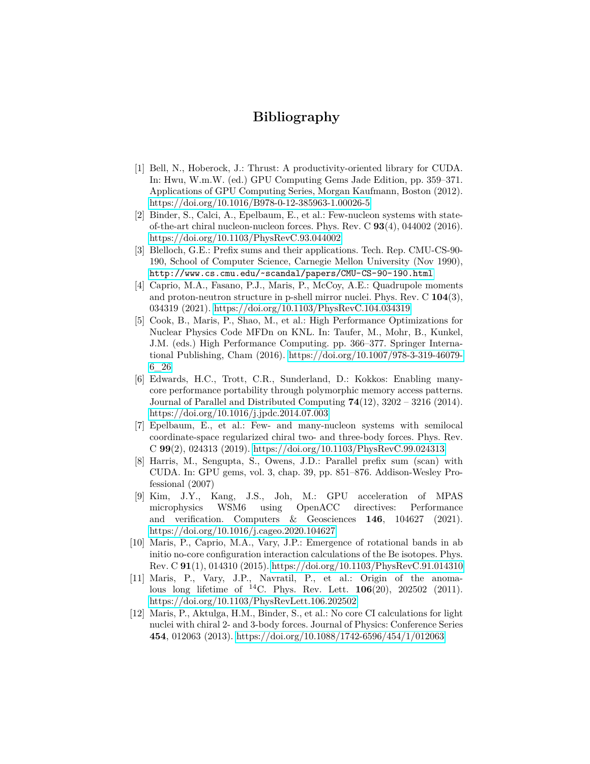# Bibliography

[1] Bell, N., Hoberock, J.: Thrust: A productivity-oriented library for CUDA. In: Hwu, W.m.W. (ed.) GPU Computing Gems Jade Edition, pp. 359–371. Applications of GPU Computing Series, Morgan Kaufmann, Boston (2012). https://doi.org/10.1016/B978-0-12-385963-1.00026-5

[2] Binder, S., Calci, A., Epelbaum, E., et al.: Few-nucleon systems with state-of-the-art chiral nucleon-nucleon forces. Phys. Rev. C **93**(4), 044002 (2016). https://doi.org/10.1103/PhysRevC.93.044002

[3] Blelloch, G.E.: Prefix sums and their applications. Tech. Rep. CMU-CS-90-190, School of Computer Science, Carnegie Mellon University (Nov 1990), `http://www.cs.cmu.edu/~scandal/papers/CMU-CS-90-190.html`

[4] Caprio, M.A., Fasano, P.J., Maris, P., McCoy, A.E.: Quadrupole moments and proton-neutron structure in p-shell mirror nuclei. Phys. Rev. C **104**(3), 034319 (2021). https://doi.org/10.1103/PhysRevC.104.034319

[5] Cook, B., Maris, P., Shao, M., et al.: High Performance Optimizations for Nuclear Physics Code MFDn on KNL. In: Taufer, M., Mohr, B., Kunkel, J.M. (eds.) High Performance Computing. pp. 366–377. Springer International Publishing, Cham (2016). https://doi.org/10.1007/978-3-319-46079-6_26

[6] Edwards, H.C., Trott, C.R., Sunderland, D.: Kokkos: Enabling manycore performance portability through polymorphic memory access patterns. Journal of Parallel and Distributed Computing **74**(12), 3202 – 3216 (2014). https://doi.org/10.1016/j.jpdc.2014.07.003

[7] Epelbaum, E., et al.: Few- and many-nucleon systems with semilocal coordinate-space regularized chiral two- and three-body forces. Phys. Rev. C **99**(2), 024313 (2019). https://doi.org/10.1103/PhysRevC.99.024313

[8] Harris, M., Sengupta, S., Owens, J.D.: Parallel prefix sum (scan) with CUDA. In: GPU gems, vol. 3, chap. 39, pp. 851–876. Addison-Wesley Professional (2007)

[9] Kim, J.Y., Kang, J.S., Joh, M.: GPU acceleration of MPAS microphysics WSM6 using OpenACC directives: Performance and verification. Computers & Geosciences **146**, 104627 (2021). https://doi.org/10.1016/j.cageo.2020.104627

[10] Maris, P., Caprio, M.A., Vary, J.P.: Emergence of rotational bands in ab initio no-core configuration interaction calculations of the Be isotopes. Phys. Rev. C **91**(1), 014310 (2015). https://doi.org/10.1103/PhysRevC.91.014310

[11] Maris, P., Vary, J.P., Navratil, P., et al.: Origin of the anomalous long lifetime of $^{14}$C. Phys. Rev. Lett. **106**(20), 202502 (2011). https://doi.org/10.1103/PhysRevLett.106.202502

[12] Maris, P., Aktulga, H.M., Binder, S., et al.: No core CI calculations for light nuclei with chiral 2- and 3-body forces. Journal of Physics: Conference Series **454**, 012063 (2013). https://doi.org/10.1088/1742-6596/454/1/012063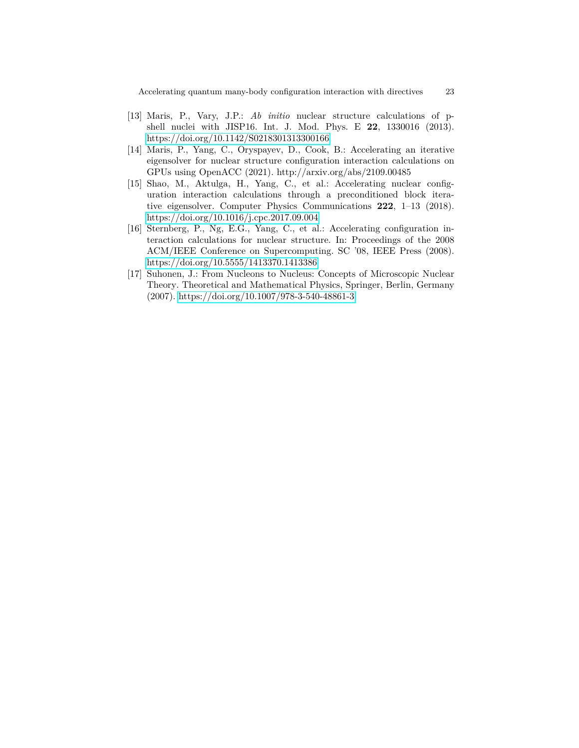[13] Maris, P., Vary, J.P.: *Ab initio* nuclear structure calculations of p-shell nuclei with JISP16. Int. J. Mod. Phys. E **22**, 1330016 (2013). https://doi.org/10.1142/S0218301313300166

[14] Maris, P., Yang, C., Oryspayev, D., Cook, B.: Accelerating an iterative eigensolver for nuclear structure configuration interaction calculations on GPUs using OpenACC (2021). http://arxiv.org/abs/2109.00485

[15] Shao, M., Aktulga, H., Yang, C., et al.: Accelerating nuclear configuration interaction calculations through a preconditioned block iterative eigensolver. Computer Physics Communications **222**, 1–13 (2018). https://doi.org/10.1016/j.cpc.2017.09.004

[16] Sternberg, P., Ng, E.G., Yang, C., et al.: Accelerating configuration interaction calculations for nuclear structure. In: Proceedings of the 2008 ACM/IEEE Conference on Supercomputing. SC '08, IEEE Press (2008). https://doi.org/10.5555/1413370.1413386

[17] Suhonen, J.: From Nucleons to Nucleus: Concepts of Microscopic Nuclear Theory. Theoretical and Mathematical Physics, Springer, Berlin, Germany (2007). https://doi.org/10.1007/978-3-540-48861-3